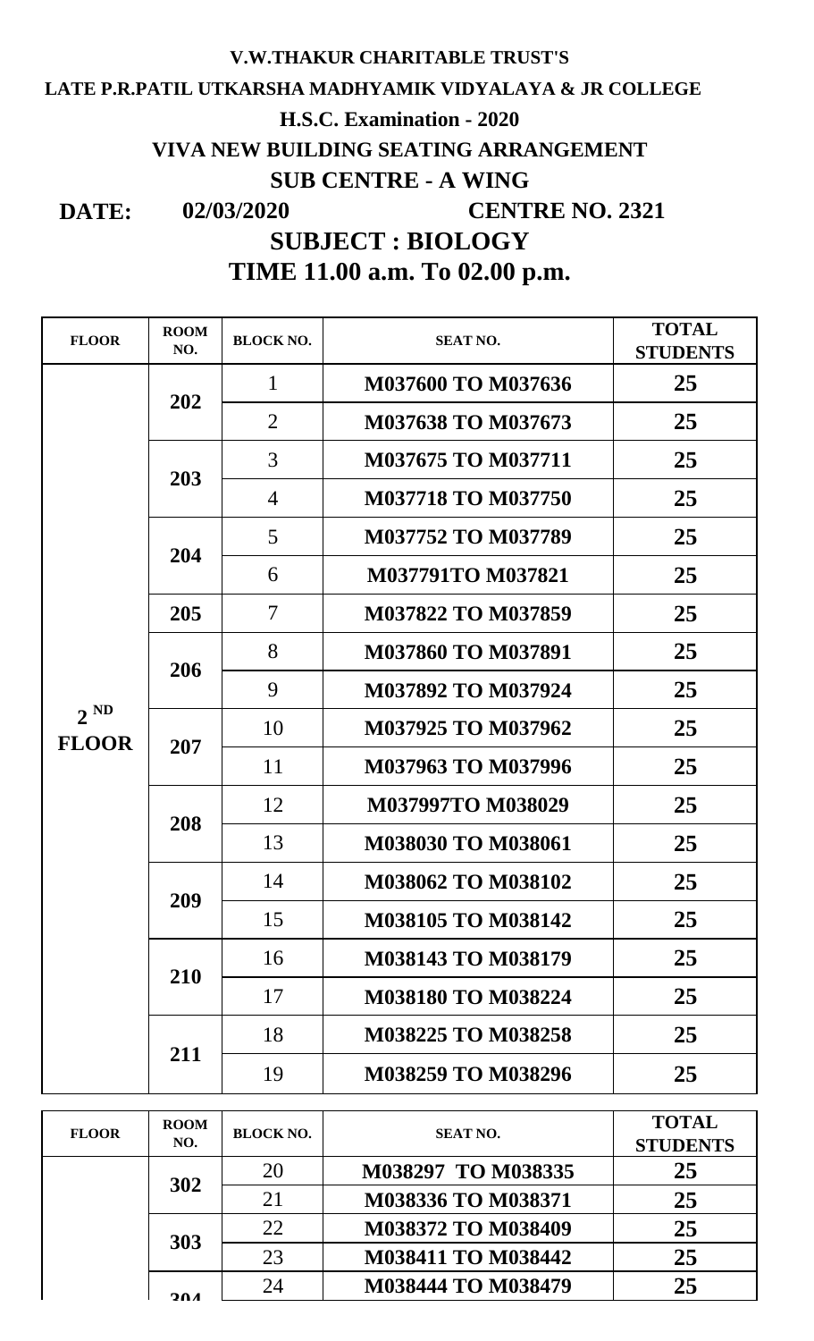**V.W.THAKUR CHARITABLE TRUST'S**

**LATE P.R.PATIL UTKARSHA MADHYAMIK VIDYALAYA & JR COLLEGE**

**H.S.C. Examination - 2020**

**VIVA NEW BUILDING SEATING ARRANGEMENT**

**SUB CENTRE - A WING**

**DATE: 02/03/2020 CENTRE NO. 2321**

## SUBJECT : BIOLOGY

## TIME 11.00 a.m. To 02.00 p.m.

| FLOOR | ROOM NO. | BLOCK NO. | SEAT NO. | TOTAL STUDENTS |
|---|---|---|---|---|
| 2 ND FLOOR | 202 | 1 | M037600 TO M037636 | 25 |
| | | 2 | M037638 TO M037673 | 25 |
| | 203 | 3 | M037675 TO M037711 | 25 |
| | | 4 | M037718 TO M037750 | 25 |
| | 204 | 5 | M037752 TO M037789 | 25 |
| | | 6 | M037791TO M037821 | 25 |
| | 205 | 7 | M037822 TO M037859 | 25 |
| | 206 | 8 | M037860 TO M037891 | 25 |
| | | 9 | M037892 TO M037924 | 25 |
| | 207 | 10 | M037925 TO M037962 | 25 |
| | | 11 | M037963 TO M037996 | 25 |
| | 208 | 12 | M037997TO M038029 | 25 |
| | | 13 | M038030 TO M038061 | 25 |
| | 209 | 14 | M038062 TO M038102 | 25 |
| | | 15 | M038105 TO M038142 | 25 |
| | 210 | 16 | M038143 TO M038179 | 25 |
| | | 17 | M038180 TO M038224 | 25 |
| | 211 | 18 | M038225 TO M038258 | 25 |
| | | 19 | M038259 TO M038296 | 25 |

| FLOOR | ROOM NO. | BLOCK NO. | SEAT NO. | TOTAL STUDENTS |
|---|---|---|---|---|
| | 302 | 20 | M038297 TO M038335 | 25 |
| | | 21 | M038336 TO M038371 | 25 |
| | 303 | 22 | M038372 TO M038409 | 25 |
| | | 23 | M038411 TO M038442 | 25 |
| | 304 | 24 | M038444 TO M038479 | 25 |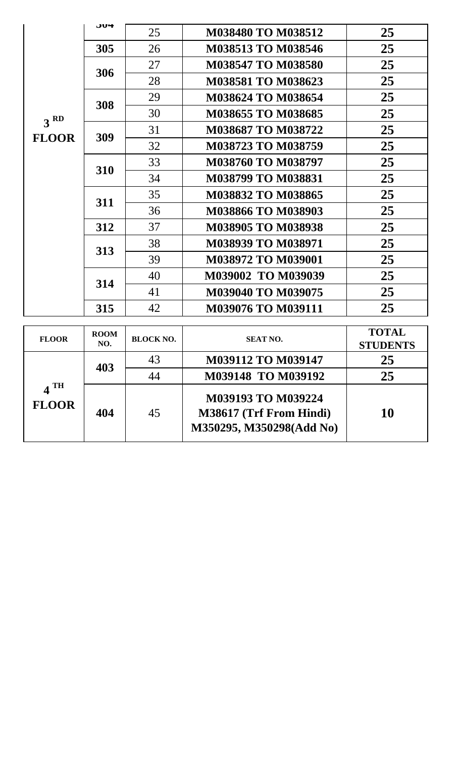| | | | | |
|---|---|---|---|---|
| 3 RD FLOOR | 304 | 25 | M038480 TO M038512 | 25 |
| | 305 | 26 | M038513 TO M038546 | 25 |
| | 306 | 27 | M038547 TO M038580 | 25 |
| | | 28 | M038581 TO M038623 | 25 |
| | 308 | 29 | M038624 TO M038654 | 25 |
| | | 30 | M038655 TO M038685 | 25 |
| | 309 | 31 | M038687 TO M038722 | 25 |
| | | 32 | M038723 TO M038759 | 25 |
| | 310 | 33 | M038760 TO M038797 | 25 |
| | | 34 | M038799 TO M038831 | 25 |
| | 311 | 35 | M038832 TO M038865 | 25 |
| | | 36 | M038866 TO M038903 | 25 |
| | 312 | 37 | M038905 TO M038938 | 25 |
| | 313 | 38 | M038939 TO M038971 | 25 |
| | | 39 | M038972 TO M039001 | 25 |
| | 314 | 40 | M039002 TO M039039 | 25 |
| | | 41 | M039040 TO M039075 | 25 |
| | 315 | 42 | M039076 TO M039111 | 25 |

| FLOOR | ROOM NO. | BLOCK NO. | SEAT NO. | TOTAL STUDENTS |
|---|---|---|---|---|
| 4 TH FLOOR | 403 | 43 | M039112 TO M039147 | 25 |
| | | 44 | M039148 TO M039192 | 25 |
| | 404 | 45 | M039193 TO M039224 M38617 (Trf From Hindi) M350295, M350298(Add No) | 10 |